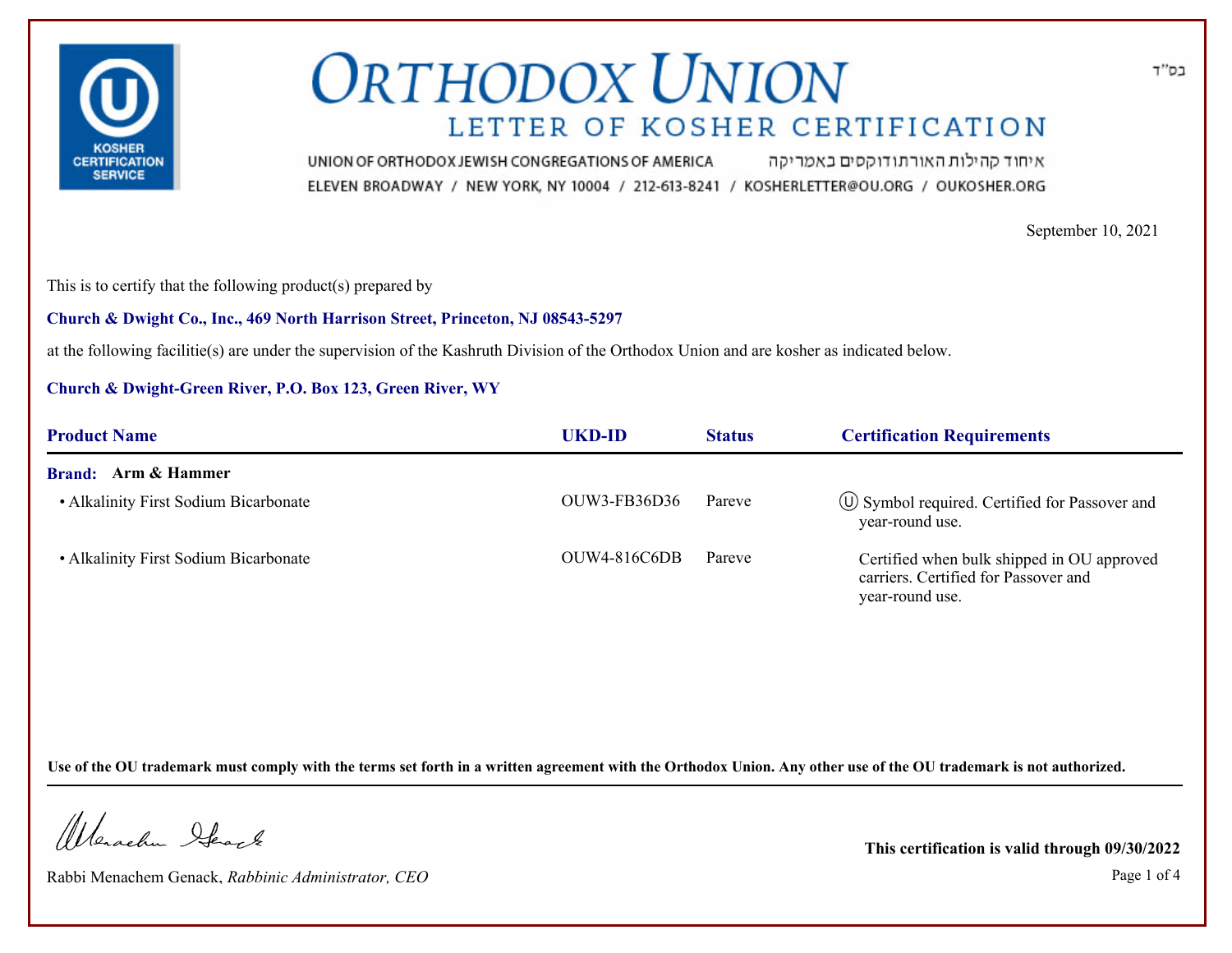# ORTHODOX UNION

## LETTER OF KOSHER CERTIFICATION

KOSHER CERTIFICATION SERVICE

UNION OF ORTHODOX JEWISH CONGREGATIONS OF AMERICA איחוד קהילות האורתודוקסים באמריקה

ELEVEN BROADWAY / NEW YORK, NY 10004 / 212-613-8241 / KOSHERLETTER@OU.ORG / OUKOSHER.ORG

בס"ד

September 10, 2021

This is to certify that the following product(s) prepared by

**Church & Dwight Co., Inc., 469 North Harrison Street, Princeton, NJ 08543-5297**

at the following facilitie(s) are under the supervision of the Kashruth Division of the Orthodox Union and are kosher as indicated below.

**Church & Dwight-Green River, P.O. Box 123, Green River, WY**

| Product Name | UKD-ID | Status | Certification Requirements |
|---|---|---|---|
| **Brand: Arm & Hammer** | | | |
| • Alkalinity First Sodium Bicarbonate | OUW3-FB36D36 | Pareve | Ⓤ Symbol required. Certified for Passover and year-round use. |
| • Alkalinity First Sodium Bicarbonate | OUW4-816C6DB | Pareve | Certified when bulk shipped in OU approved carriers. Certified for Passover and year-round use. |

**Use of the OU trademark must comply with the terms set forth in a written agreement with the Orthodox Union. Any other use of the OU trademark is not authorized.**

Rabbi Menachem Genack, *Rabbinic Administrator, CEO*

**This certification is valid through 09/30/2022**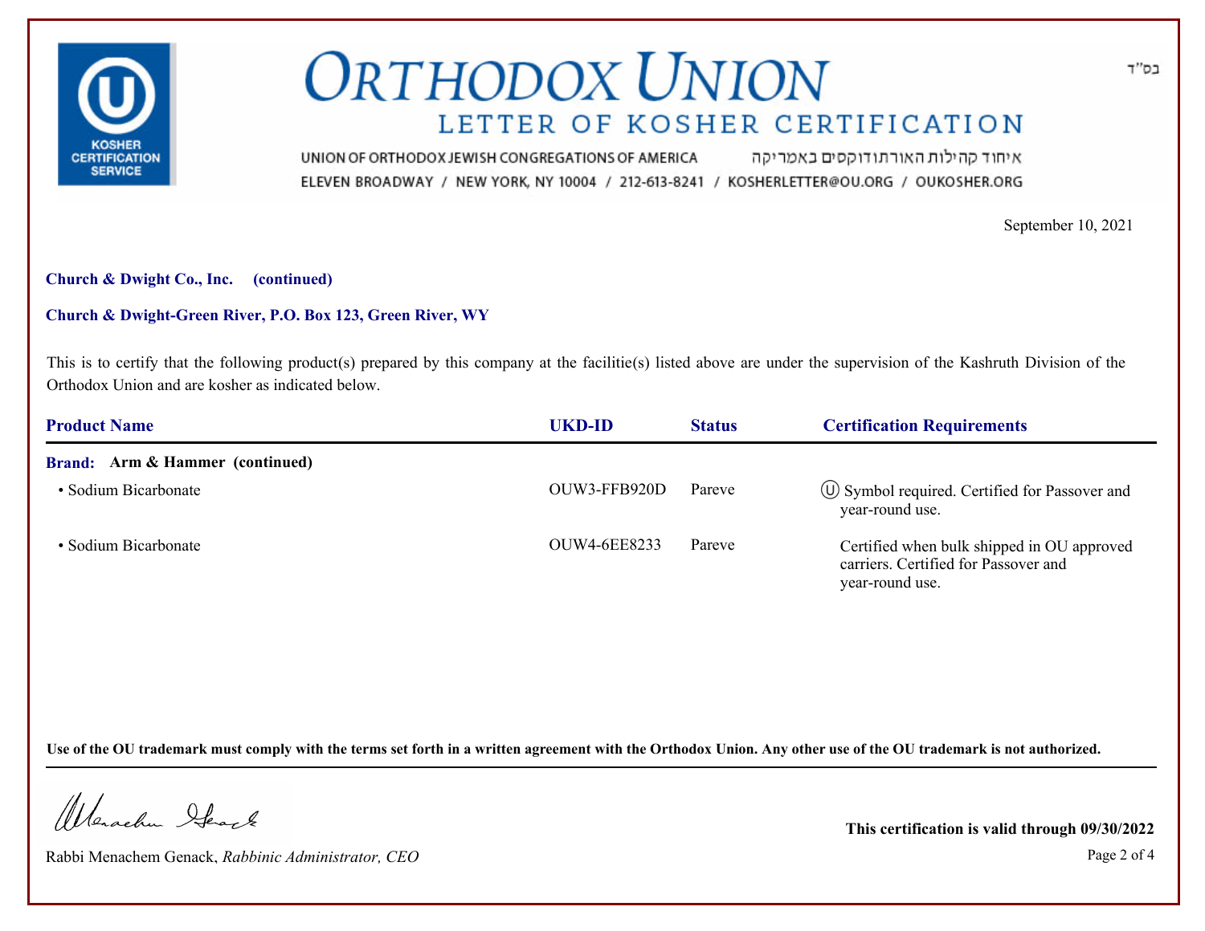# ORTHODOX UNION

## LETTER OF KOSHER CERTIFICATION

UNION OF ORTHODOX JEWISH CONGREGATIONS OF AMERICA איחוד קהילות האורתודוקסים באמריקה

ELEVEN BROADWAY / NEW YORK, NY 10004 / 212-613-8241 / KOSHERLETTER@OU.ORG / OUKOSHER.ORG

בס"ד

September 10, 2021

**Church & Dwight Co., Inc. (continued)**

**Church & Dwight-Green River, P.O. Box 123, Green River, WY**

This is to certify that the following product(s) prepared by this company at the facilitie(s) listed above are under the supervision of the Kashruth Division of the Orthodox Union and are kosher as indicated below.

| Product Name | UKD-ID | Status | Certification Requirements |
|---|---|---|---|
| **Brand: Arm & Hammer (continued)** | | | |
| • Sodium Bicarbonate | OUW3-FFB920D | Pareve | Ⓤ Symbol required. Certified for Passover and year-round use. |
| • Sodium Bicarbonate | OUW4-6EE8233 | Pareve | Certified when bulk shipped in OU approved carriers. Certified for Passover and year-round use. |

**Use of the OU trademark must comply with the terms set forth in a written agreement with the Orthodox Union. Any other use of the OU trademark is not authorized.**

Rabbi Menachem Genack, *Rabbinic Administrator, CEO*

**This certification is valid through 09/30/2022**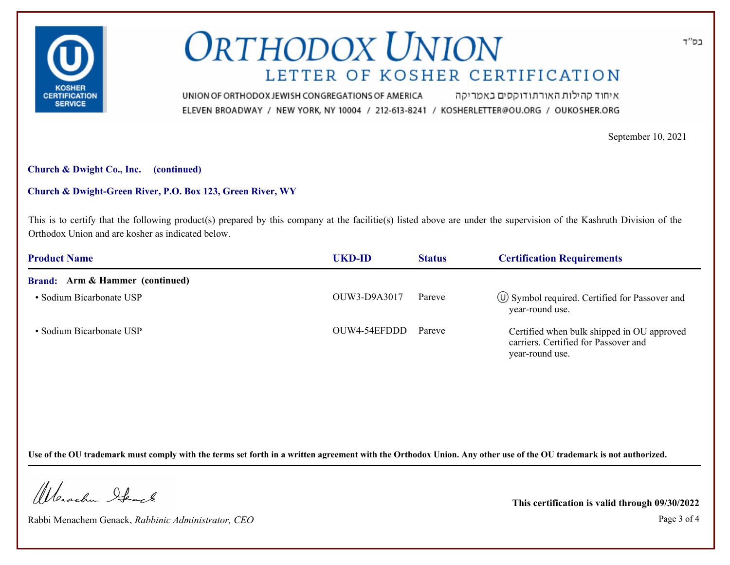# ORTHODOX UNION

## LETTER OF KOSHER CERTIFICATION

UNION OF ORTHODOX JEWISH CONGREGATIONS OF AMERICA איחוד קהילות האורתודוקסים באמריקה

ELEVEN BROADWAY / NEW YORK, NY 10004 / 212-613-8241 / KOSHERLETTER@OU.ORG / OUKOSHER.ORG

בס"ד

September 10, 2021

**Church & Dwight Co., Inc. (continued)**

**Church & Dwight-Green River, P.O. Box 123, Green River, WY**

This is to certify that the following product(s) prepared by this company at the facilitie(s) listed above are under the supervision of the Kashruth Division of the Orthodox Union and are kosher as indicated below.

| Product Name | UKD-ID | Status | Certification Requirements |
|---|---|---|---|
| **Brand: Arm & Hammer (continued)** | | | |
| • Sodium Bicarbonate USP | OUW3-D9A3017 | Pareve | Ⓤ Symbol required. Certified for Passover and year-round use. |
| • Sodium Bicarbonate USP | OUW4-54EFDDD | Pareve | Certified when bulk shipped in OU approved carriers. Certified for Passover and year-round use. |

**Use of the OU trademark must comply with the terms set forth in a written agreement with the Orthodox Union. Any other use of the OU trademark is not authorized.**

Rabbi Menachem Genack, *Rabbinic Administrator, CEO*

**This certification is valid through 09/30/2022**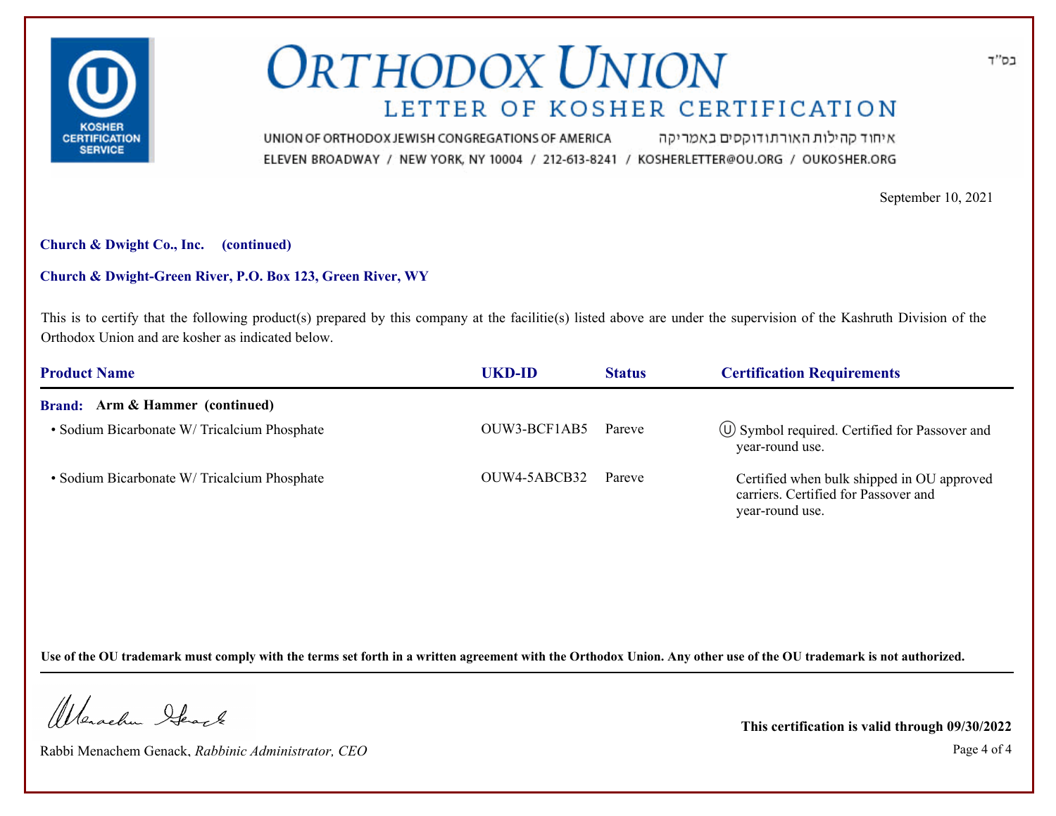בס"ד

# ORTHODOX UNION

## LETTER OF KOSHER CERTIFICATION

UNION OF ORTHODOX JEWISH CONGREGATIONS OF AMERICA איחוד קהילות האורתודוקסים באמריקה

ELEVEN BROADWAY / NEW YORK, NY 10004 / 212-613-8241 / KOSHERLETTER@OU.ORG / OUKOSHER.ORG

September 10, 2021

**Church & Dwight Co., Inc. (continued)**

**Church & Dwight-Green River, P.O. Box 123, Green River, WY**

This is to certify that the following product(s) prepared by this company at the facilitie(s) listed above are under the supervision of the Kashruth Division of the Orthodox Union and are kosher as indicated below.

| Product Name | UKD-ID | Status | Certification Requirements |
|---|---|---|---|
| **Brand: Arm & Hammer (continued)** | | | |
| • Sodium Bicarbonate W/ Tricalcium Phosphate | OUW3-BCF1AB5 | Pareve | Ⓤ Symbol required. Certified for Passover and year-round use. |
| • Sodium Bicarbonate W/ Tricalcium Phosphate | OUW4-5ABCB32 | Pareve | Certified when bulk shipped in OU approved carriers. Certified for Passover and year-round use. |

**Use of the OU trademark must comply with the terms set forth in a written agreement with the Orthodox Union. Any other use of the OU trademark is not authorized.**

Rabbi Menachem Genack, *Rabbinic Administrator, CEO*

**This certification is valid through 09/30/2022**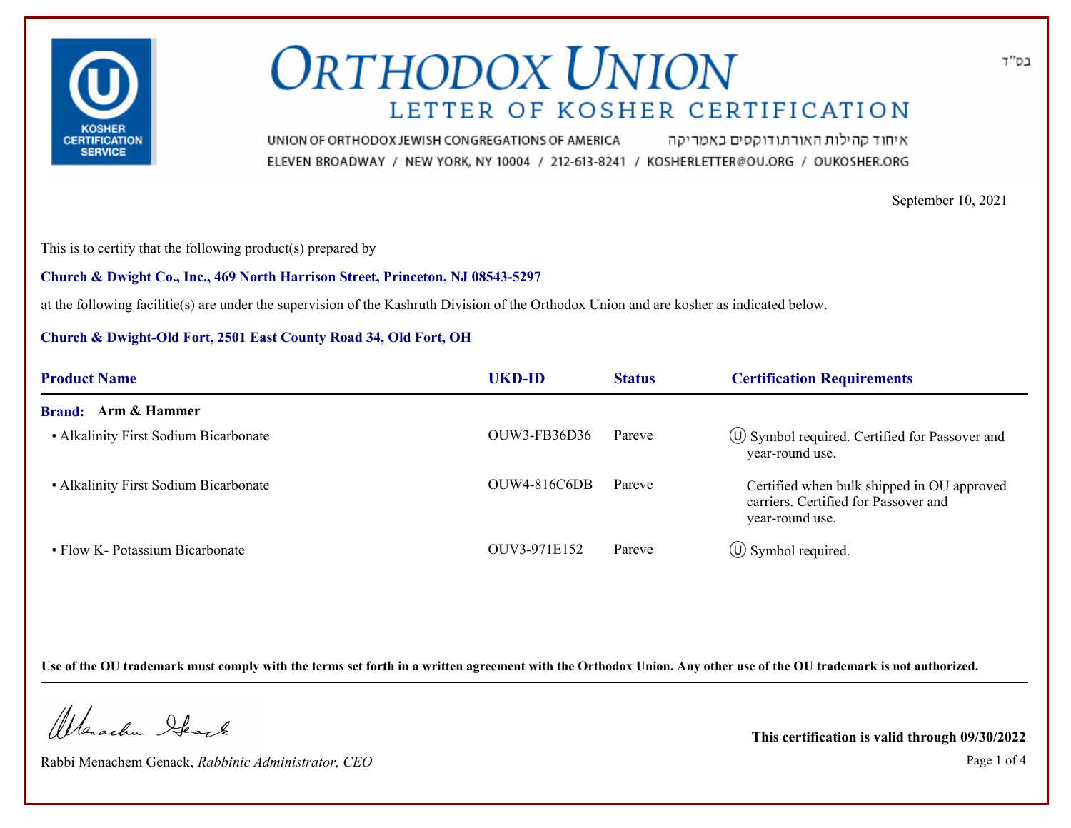# ORTHODOX UNION

## LETTER OF KOSHER CERTIFICATION

UNION OF ORTHODOX JEWISH CONGREGATIONS OF AMERICA איחוד קהילות האורתודוקסים באמריקה

ELEVEN BROADWAY / NEW YORK, NY 10004 / 212-613-8241 / KOSHERLETTER@OU.ORG / OUKOSHER.ORG

בס"ד

KOSHER CERTIFICATION SERVICE

September 10, 2021

This is to certify that the following product(s) prepared by

**Church & Dwight Co., Inc., 469 North Harrison Street, Princeton, NJ 08543-5297**

at the following facilitie(s) are under the supervision of the Kashruth Division of the Orthodox Union and are kosher as indicated below.

**Church & Dwight-Old Fort, 2501 East County Road 34, Old Fort, OH**

| Product Name | UKD-ID | Status | Certification Requirements |
|---|---|---|---|
| **Brand: Arm & Hammer** | | | |
| • Alkalinity First Sodium Bicarbonate | OUW3-FB36D36 | Pareve | Ⓤ Symbol required. Certified for Passover and year-round use. |
| • Alkalinity First Sodium Bicarbonate | OUW4-816C6DB | Pareve | Certified when bulk shipped in OU approved carriers. Certified for Passover and year-round use. |
| • Flow K- Potassium Bicarbonate | OUV3-971E152 | Pareve | Ⓤ Symbol required. |

**Use of the OU trademark must comply with the terms set forth in a written agreement with the Orthodox Union. Any other use of the OU trademark is not authorized.**

Rabbi Menachem Genack, *Rabbinic Administrator, CEO*

**This certification is valid through 09/30/2022**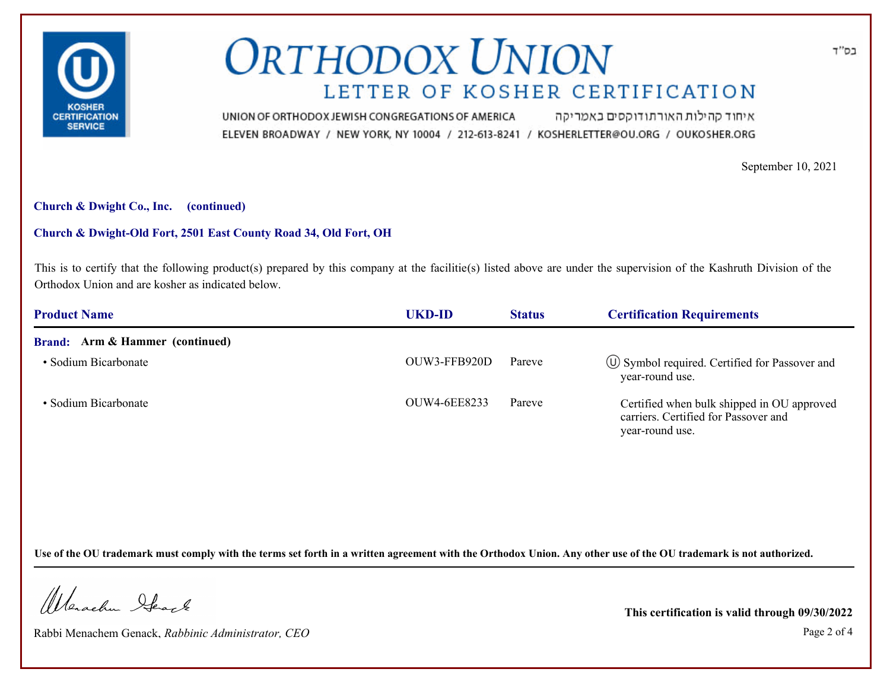# ORTHODOX UNION

## LETTER OF KOSHER CERTIFICATION

UNION OF ORTHODOX JEWISH CONGREGATIONS OF AMERICA איחוד קהילות האורתודוקסים באמריקה

ELEVEN BROADWAY / NEW YORK, NY 10004 / 212-613-8241 / KOSHERLETTER@OU.ORG / OUKOSHER.ORG

בס"ד

September 10, 2021

**Church & Dwight Co., Inc. (continued)**

**Church & Dwight-Old Fort, 2501 East County Road 34, Old Fort, OH**

This is to certify that the following product(s) prepared by this company at the facilitie(s) listed above are under the supervision of the Kashruth Division of the Orthodox Union and are kosher as indicated below.

| Product Name | UKD-ID | Status | Certification Requirements |
|---|---|---|---|
| **Brand: Arm & Hammer (continued)** | | | |
| • Sodium Bicarbonate | OUW3-FFB920D | Pareve | Ⓤ Symbol required. Certified for Passover and year-round use. |
| • Sodium Bicarbonate | OUW4-6EE8233 | Pareve | Certified when bulk shipped in OU approved carriers. Certified for Passover and year-round use. |

**Use of the OU trademark must comply with the terms set forth in a written agreement with the Orthodox Union. Any other use of the OU trademark is not authorized.**

Rabbi Menachem Genack, *Rabbinic Administrator, CEO*

**This certification is valid through 09/30/2022**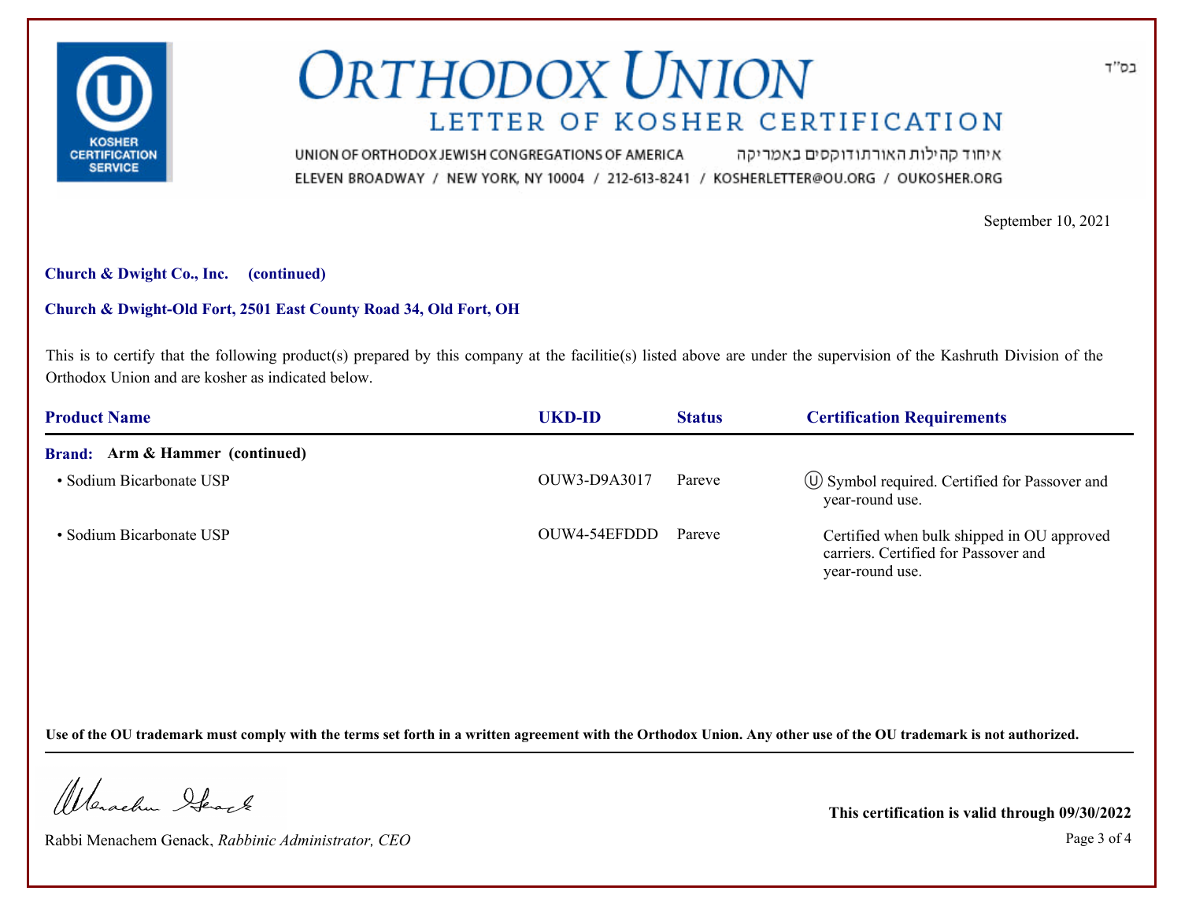# ORTHODOX UNION

## LETTER OF KOSHER CERTIFICATION

UNION OF ORTHODOX JEWISH CONGREGATIONS OF AMERICA איחוד קהילות האורתודוקסים באמריקה
ELEVEN BROADWAY / NEW YORK, NY 10004 / 212-613-8241 / KOSHERLETTER@OU.ORG / OUKOSHER.ORG

בס"ד

September 10, 2021

**Church & Dwight Co., Inc. (continued)**

**Church & Dwight-Old Fort, 2501 East County Road 34, Old Fort, OH**

This is to certify that the following product(s) prepared by this company at the facilitie(s) listed above are under the supervision of the Kashruth Division of the Orthodox Union and are kosher as indicated below.

| Product Name | UKD-ID | Status | Certification Requirements |
|---|---|---|---|
| **Brand: Arm & Hammer (continued)** | | | |
| • Sodium Bicarbonate USP | OUW3-D9A3017 | Pareve | Ⓤ Symbol required. Certified for Passover and year-round use. |
| • Sodium Bicarbonate USP | OUW4-54EFDDD | Pareve | Certified when bulk shipped in OU approved carriers. Certified for Passover and year-round use. |

**Use of the OU trademark must comply with the terms set forth in a written agreement with the Orthodox Union. Any other use of the OU trademark is not authorized.**

Rabbi Menachem Genack, *Rabbinic Administrator, CEO*

**This certification is valid through 09/30/2022**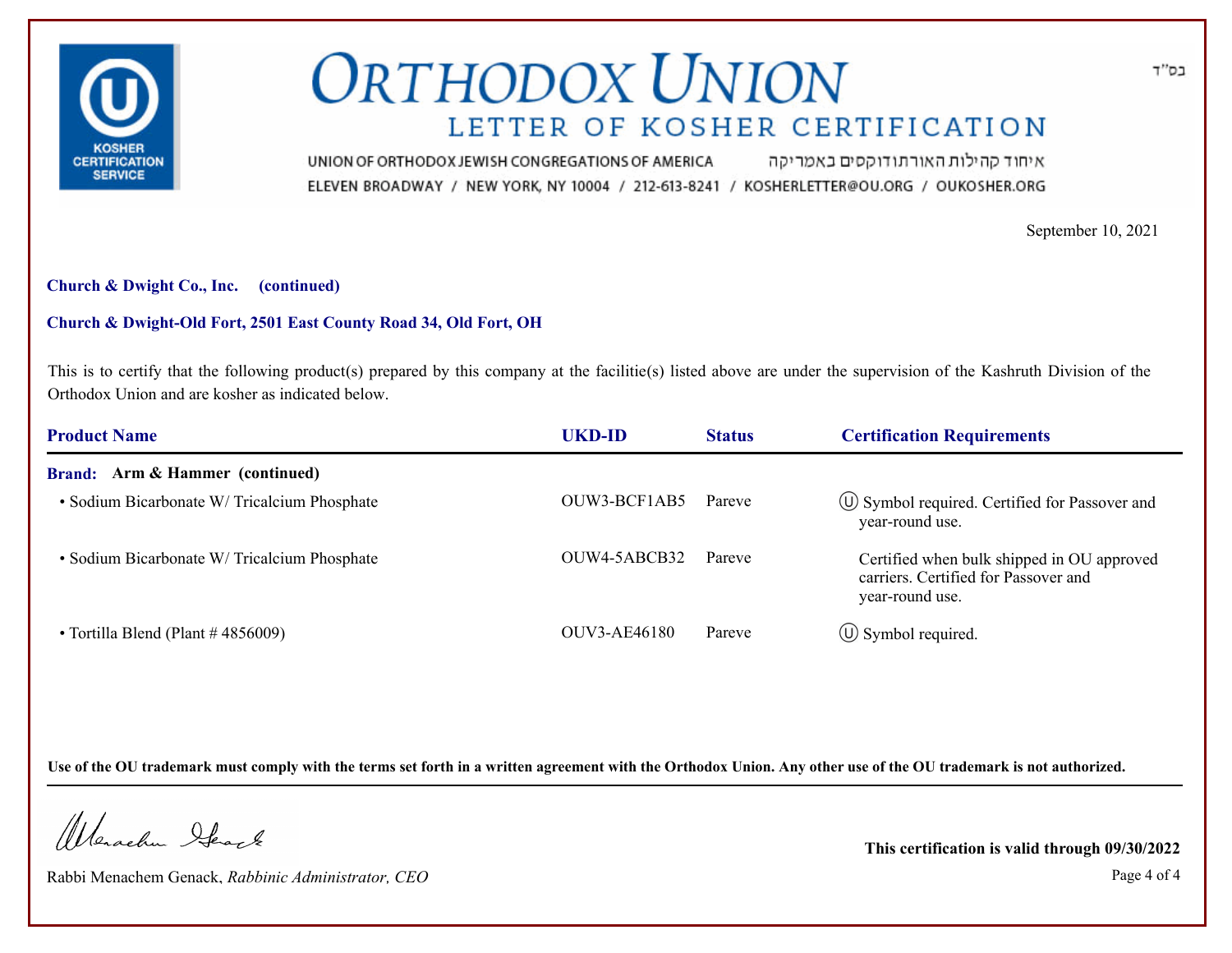בס"ד

# ORTHODOX UNION

## LETTER OF KOSHER CERTIFICATION

KOSHER CERTIFICATION SERVICE

UNION OF ORTHODOX JEWISH CONGREGATIONS OF AMERICA איחוד קהילות האורתודוקסים באמריקה

ELEVEN BROADWAY / NEW YORK, NY 10004 / 212-613-8241 / KOSHERLETTER@OU.ORG / OUKOSHER.ORG

September 10, 2021

**Church & Dwight Co., Inc. (continued)**

**Church & Dwight-Old Fort, 2501 East County Road 34, Old Fort, OH**

This is to certify that the following product(s) prepared by this company at the facilitie(s) listed above are under the supervision of the Kashruth Division of the Orthodox Union and are kosher as indicated below.

| Product Name | UKD-ID | Status | Certification Requirements |
|---|---|---|---|
| **Brand: Arm & Hammer (continued)** | | | |
| • Sodium Bicarbonate W/ Tricalcium Phosphate | OUW3-BCF1AB5 | Pareve | Ⓤ Symbol required. Certified for Passover and year-round use. |
| • Sodium Bicarbonate W/ Tricalcium Phosphate | OUW4-5ABCB32 | Pareve | Certified when bulk shipped in OU approved carriers. Certified for Passover and year-round use. |
| • Tortilla Blend (Plant # 4856009) | OUV3-AE46180 | Pareve | Ⓤ Symbol required. |

**Use of the OU trademark must comply with the terms set forth in a written agreement with the Orthodox Union. Any other use of the OU trademark is not authorized.**

Rabbi Menachem Genack, *Rabbinic Administrator, CEO*

**This certification is valid through 09/30/2022**